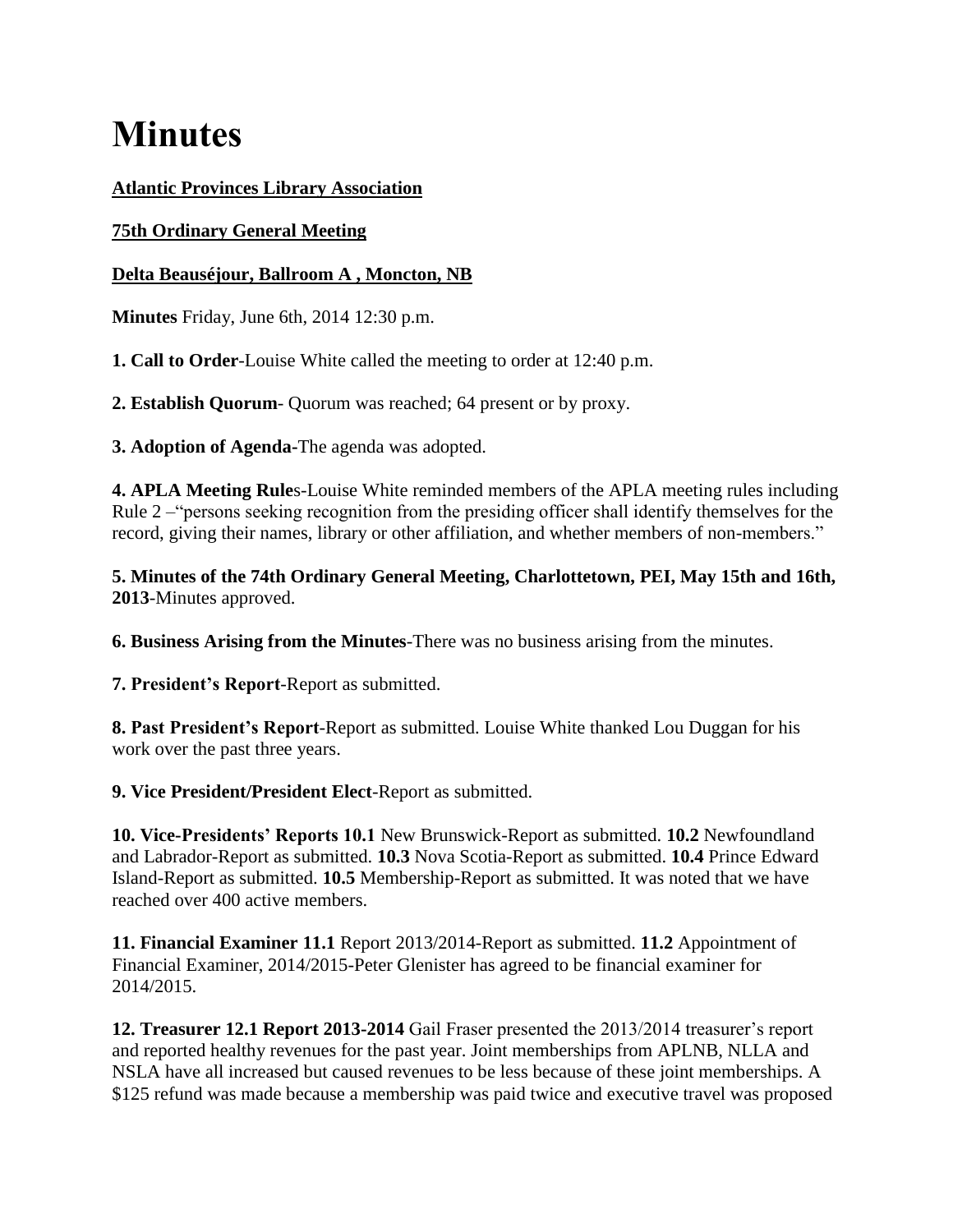# Minutes

**Atlantic Provinces Library Association**

**75th Ordinary General Meeting**

**Delta Beauséjour, Ballroom A , Moncton, NB**

**Minutes** Friday, June 6th, 2014 12:30 p.m.

**1. Call to Order**-Louise White called the meeting to order at 12:40 p.m.

**2. Establish Quorum**- Quorum was reached; 64 present or by proxy.

**3. Adoption of Agenda-**The agenda was adopted.

**4. APLA Meeting Rule**s-Louise White reminded members of the APLA meeting rules including Rule 2 –"persons seeking recognition from the presiding officer shall identify themselves for the record, giving their names, library or other affiliation, and whether members of non-members."

**5. Minutes of the 74th Ordinary General Meeting, Charlottetown, PEI, May 15th and 16th, 2013**-Minutes approved.

**6. Business Arising from the Minutes**-There was no business arising from the minutes.

**7. President's Report**-Report as submitted.

**8. Past President's Report**-Report as submitted. Louise White thanked Lou Duggan for his work over the past three years.

**9. Vice President/President Elect**-Report as submitted.

**10. Vice-Presidents' Reports 10.1** New Brunswick-Report as submitted. **10.2** Newfoundland and Labrador-Report as submitted. **10.3** Nova Scotia-Report as submitted. **10.4** Prince Edward Island-Report as submitted. **10.5** Membership-Report as submitted. It was noted that we have reached over 400 active members.

**11. Financial Examiner 11.1** Report 2013/2014-Report as submitted. **11.2** Appointment of Financial Examiner, 2014/2015-Peter Glenister has agreed to be financial examiner for 2014/2015.

**12. Treasurer 12.1 Report 2013-2014** Gail Fraser presented the 2013/2014 treasurer's report and reported healthy revenues for the past year. Joint memberships from APLNB, NLLA and NSLA have all increased but caused revenues to be less because of these joint memberships. A $125 refund was made because a membership was paid twice and executive travel was proposed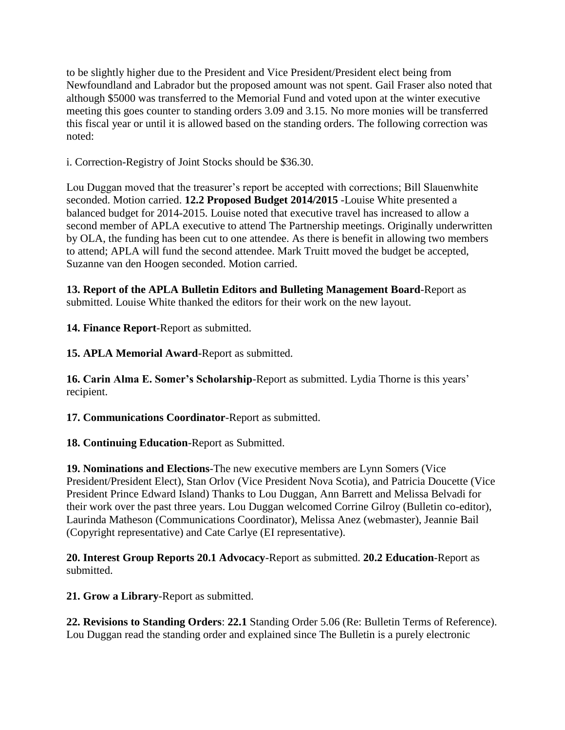to be slightly higher due to the President and Vice President/President elect being from Newfoundland and Labrador but the proposed amount was not spent. Gail Fraser also noted that although $5000 was transferred to the Memorial Fund and voted upon at the winter executive meeting this goes counter to standing orders 3.09 and 3.15. No more monies will be transferred this fiscal year or until it is allowed based on the standing orders. The following correction was noted:

i. Correction-Registry of Joint Stocks should be $36.30.

Lou Duggan moved that the treasurer's report be accepted with corrections; Bill Slauenwhite seconded. Motion carried. **12.2 Proposed Budget 2014/2015** -Louise White presented a balanced budget for 2014-2015. Louise noted that executive travel has increased to allow a second member of APLA executive to attend The Partnership meetings. Originally underwritten by OLA, the funding has been cut to one attendee. As there is benefit in allowing two members to attend; APLA will fund the second attendee. Mark Truitt moved the budget be accepted, Suzanne van den Hoogen seconded. Motion carried.

**13. Report of the APLA Bulletin Editors and Bulleting Management Board**-Report as submitted. Louise White thanked the editors for their work on the new layout.

**14. Finance Report**-Report as submitted.

**15. APLA Memorial Award**-Report as submitted.

**16. Carin Alma E. Somer's Scholarship**-Report as submitted. Lydia Thorne is this years' recipient.

**17. Communications Coordinator**-Report as submitted.

**18. Continuing Education**-Report as Submitted.

**19. Nominations and Elections**-The new executive members are Lynn Somers (Vice President/President Elect), Stan Orlov (Vice President Nova Scotia), and Patricia Doucette (Vice President Prince Edward Island) Thanks to Lou Duggan, Ann Barrett and Melissa Belvadi for their work over the past three years. Lou Duggan welcomed Corrine Gilroy (Bulletin co-editor), Laurinda Matheson (Communications Coordinator), Melissa Anez (webmaster), Jeannie Bail (Copyright representative) and Cate Carlye (EI representative).

**20. Interest Group Reports 20.1 Advocacy**-Report as submitted. **20.2 Education**-Report as submitted.

**21. Grow a Library**-Report as submitted.

**22. Revisions to Standing Orders**: **22.1** Standing Order 5.06 (Re: Bulletin Terms of Reference). Lou Duggan read the standing order and explained since The Bulletin is a purely electronic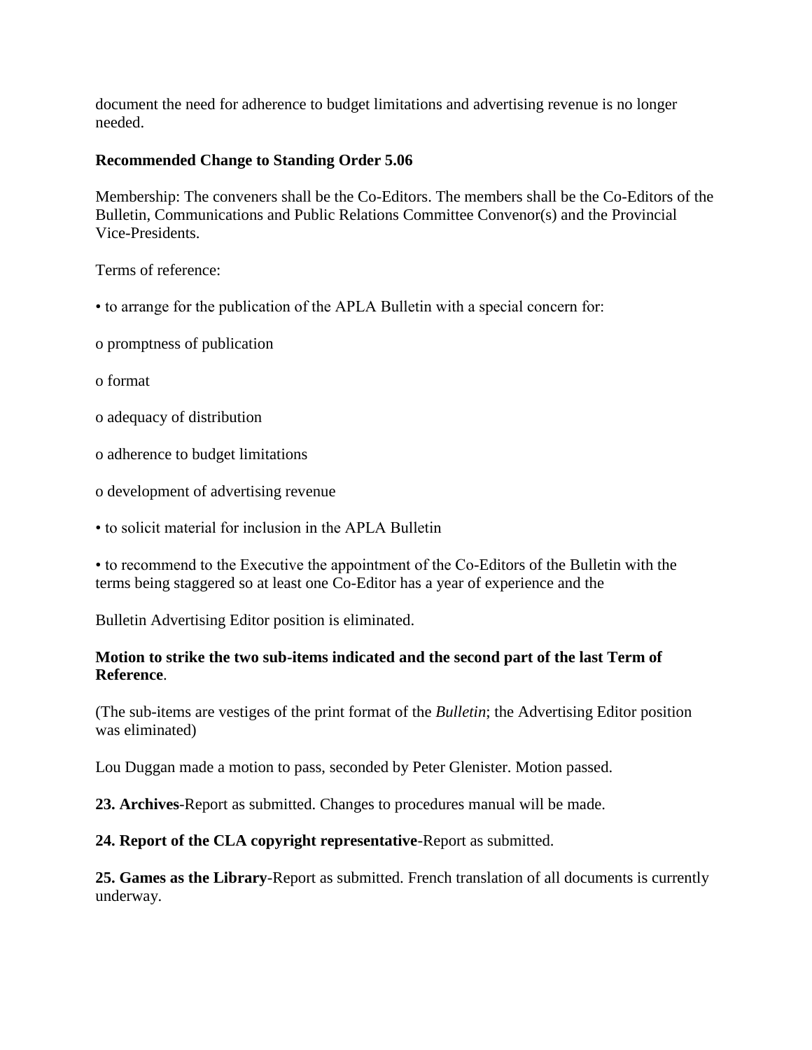document the need for adherence to budget limitations and advertising revenue is no longer needed.

**Recommended Change to Standing Order 5.06**

Membership: The conveners shall be the Co-Editors. The members shall be the Co-Editors of the Bulletin, Communications and Public Relations Committee Convenor(s) and the Provincial Vice-Presidents.

Terms of reference:

- to arrange for the publication of the APLA Bulletin with a special concern for:
  - promptness of publication
  - format
  - adequacy of distribution
  - adherence to budget limitations
  - development of advertising revenue
- to solicit material for inclusion in the APLA Bulletin
- to recommend to the Executive the appointment of the Co-Editors of the Bulletin with the terms being staggered so at least one Co-Editor has a year of experience and the

Bulletin Advertising Editor position is eliminated.

**Motion to strike the two sub-items indicated and the second part of the last Term of Reference**.

(The sub-items are vestiges of the print format of the *Bulletin*; the Advertising Editor position was eliminated)

Lou Duggan made a motion to pass, seconded by Peter Glenister. Motion passed.

**23. Archives**-Report as submitted. Changes to procedures manual will be made.

**24. Report of the CLA copyright representative**-Report as submitted.

**25. Games as the Library**-Report as submitted. French translation of all documents is currently underway.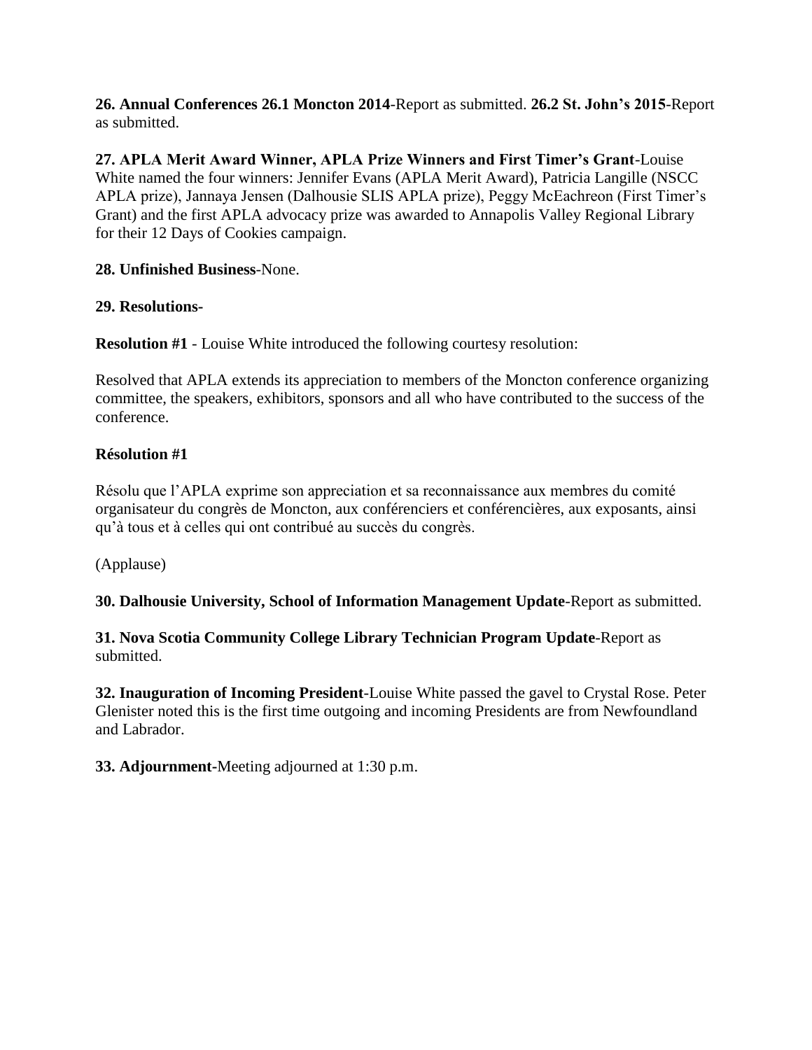**26. Annual Conferences 26.1 Moncton 2014**-Report as submitted. **26.2 St. John's 2015**-Report as submitted.

**27. APLA Merit Award Winner, APLA Prize Winners and First Timer's Grant**-Louise White named the four winners: Jennifer Evans (APLA Merit Award), Patricia Langille (NSCC APLA prize), Jannaya Jensen (Dalhousie SLIS APLA prize), Peggy McEachreon (First Timer's Grant) and the first APLA advocacy prize was awarded to Annapolis Valley Regional Library for their 12 Days of Cookies campaign.

**28. Unfinished Business**-None.

**29. Resolutions-**

**Resolution #1** - Louise White introduced the following courtesy resolution:

Resolved that APLA extends its appreciation to members of the Moncton conference organizing committee, the speakers, exhibitors, sponsors and all who have contributed to the success of the conference.

**Résolution #1**

Résolu que l'APLA exprime son appreciation et sa reconnaissance aux membres du comité organisateur du congrès de Moncton, aux conférenciers et conférencières, aux exposants, ainsi qu'à tous et à celles qui ont contribué au succès du congrès.

(Applause)

**30. Dalhousie University, School of Information Management Update**-Report as submitted.

**31. Nova Scotia Community College Library Technician Program Update**-Report as submitted.

**32. Inauguration of Incoming President**-Louise White passed the gavel to Crystal Rose. Peter Glenister noted this is the first time outgoing and incoming Presidents are from Newfoundland and Labrador.

**33. Adjournment**-Meeting adjourned at 1:30 p.m.